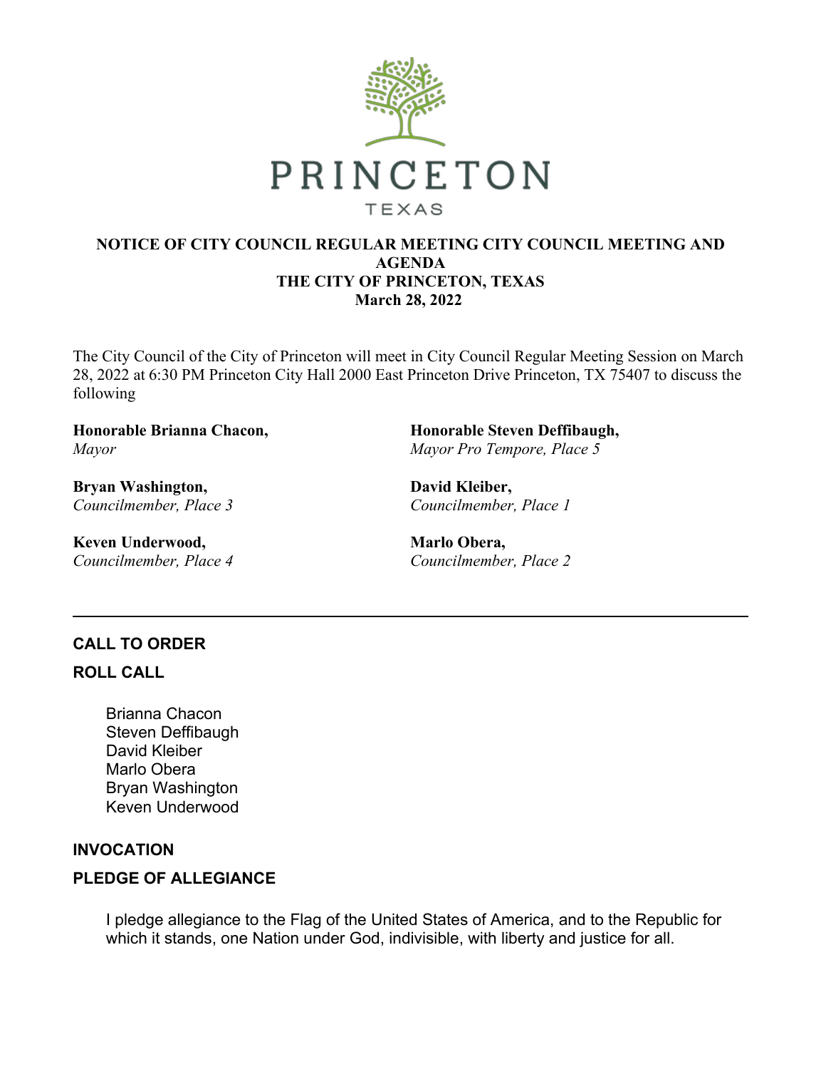PRINCETON

TEXAS

# NOTICE OF CITY COUNCIL REGULAR MEETING CITY COUNCIL MEETING AND AGENDA
## THE CITY OF PRINCETON, TEXAS
## March 28, 2022

The City Council of the City of Princeton will meet in City Council Regular Meeting Session on March 28, 2022 at 6:30 PM Princeton City Hall 2000 East Princeton Drive Princeton, TX 75407 to discuss the following

**Honorable Brianna Chacon,**
*Mayor*

**Honorable Steven Deffibaugh,**
*Mayor Pro Tempore, Place 5*

**Bryan Washington,**
*Councilmember, Place 3*

**David Kleiber,**
*Councilmember, Place 1*

**Keven Underwood,**
*Councilmember, Place 4*

**Marlo Obera,**
*Councilmember, Place 2*

---

### CALL TO ORDER

### ROLL CALL

Brianna Chacon
Steven Deffibaugh
David Kleiber
Marlo Obera
Bryan Washington
Keven Underwood

### INVOCATION

### PLEDGE OF ALLEGIANCE

I pledge allegiance to the Flag of the United States of America, and to the Republic for which it stands, one Nation under God, indivisible, with liberty and justice for all.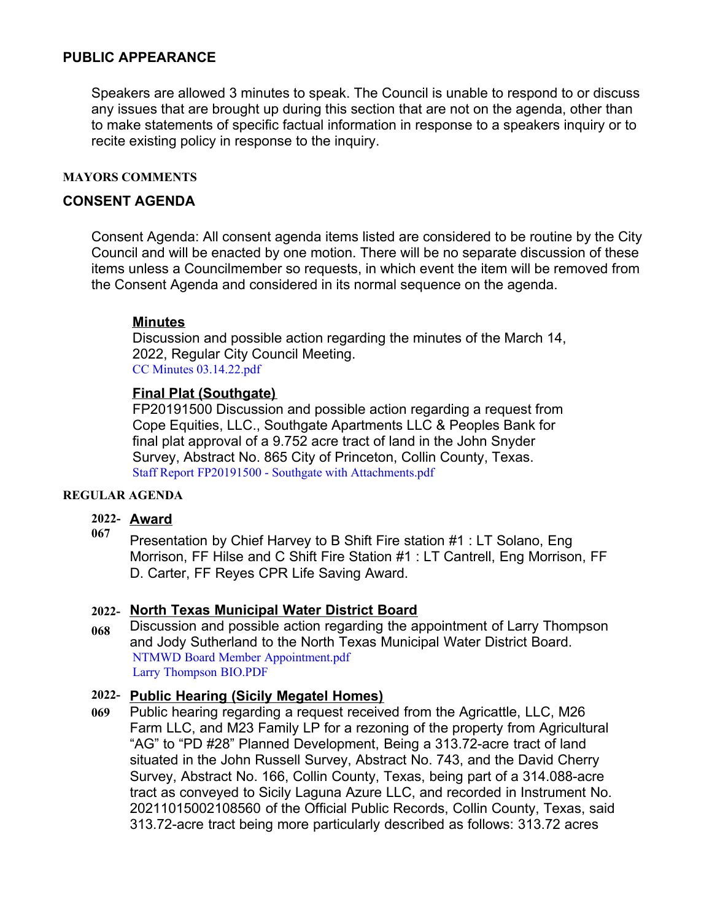## PUBLIC APPEARANCE

Speakers are allowed 3 minutes to speak. The Council is unable to respond to or discuss any issues that are brought up during this section that are not on the agenda, other than to make statements of specific factual information in response to a speakers inquiry or to recite existing policy in response to the inquiry.

### MAYORS COMMENTS

## CONSENT AGENDA

Consent Agenda: All consent agenda items listed are considered to be routine by the City Council and will be enacted by one motion. There will be no separate discussion of these items unless a Councilmember so requests, in which event the item will be removed from the Consent Agenda and considered in its normal sequence on the agenda.

**Minutes**
Discussion and possible action regarding the minutes of the March 14, 2022, Regular City Council Meeting.
CC Minutes 03.14.22.pdf

**Final Plat (Southgate)**
FP20191500 Discussion and possible action regarding a request from Cope Equities, LLC., Southgate Apartments LLC & Peoples Bank for final plat approval of a 9.752 acre tract of land in the John Snyder Survey, Abstract No. 865 City of Princeton, Collin County, Texas.
Staff Report FP20191500 - Southgate with Attachments.pdf

### REGULAR AGENDA

**2022-067** **Award**
Presentation by Chief Harvey to B Shift Fire station #1 : LT Solano, Eng Morrison, FF Hilse and C Shift Fire Station #1 : LT Cantrell, Eng Morrison, FF D. Carter, FF Reyes CPR Life Saving Award.

**2022-068** **North Texas Municipal Water District Board**
Discussion and possible action regarding the appointment of Larry Thompson and Jody Sutherland to the North Texas Municipal Water District Board.
NTMWD Board Member Appointment.pdf
Larry Thompson BIO.PDF

**2022-069** **Public Hearing (Sicily Megatel Homes)**
Public hearing regarding a request received from the Agricattle, LLC, M26 Farm LLC, and M23 Family LP for a rezoning of the property from Agricultural "AG" to "PD #28" Planned Development, Being a 313.72-acre tract of land situated in the John Russell Survey, Abstract No. 743, and the David Cherry Survey, Abstract No. 166, Collin County, Texas, being part of a 314.088-acre tract as conveyed to Sicily Laguna Azure LLC, and recorded in Instrument No. 20211015002108560 of the Official Public Records, Collin County, Texas, said 313.72-acre tract being more particularly described as follows: 313.72 acres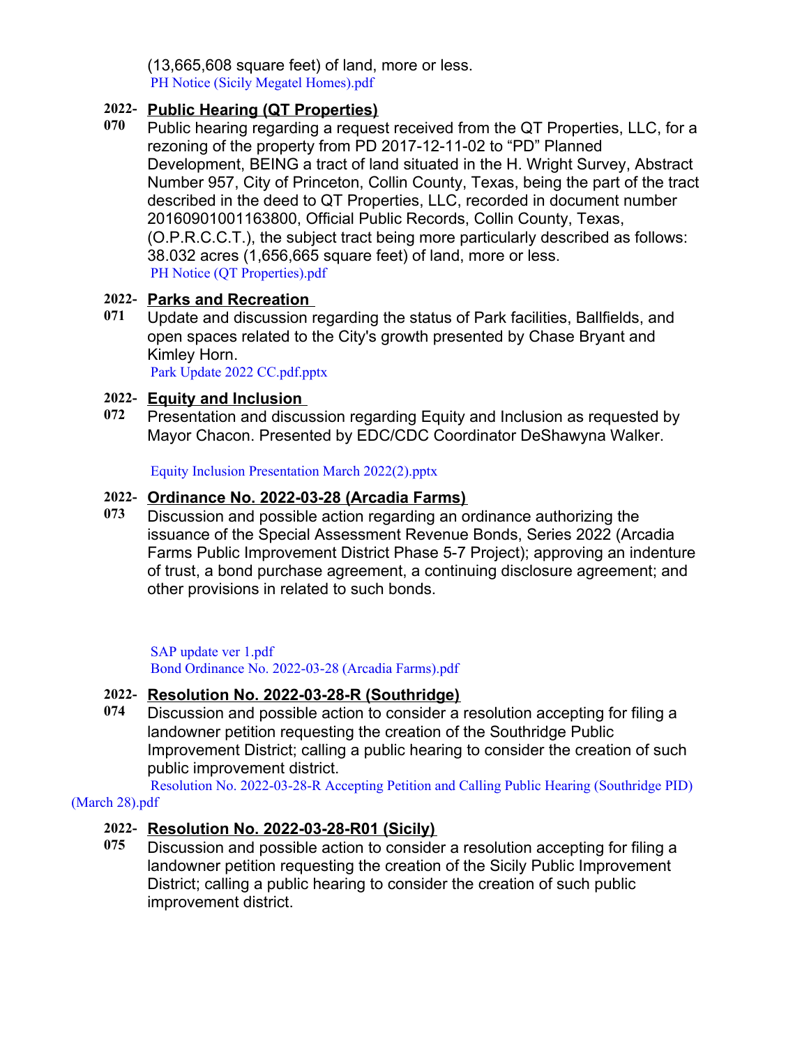(13,665,608 square feet) of land, more or less.
PH Notice (Sicily Megatel Homes).pdf

**2022-070** **Public Hearing (QT Properties)**

Public hearing regarding a request received from the QT Properties, LLC, for a rezoning of the property from PD 2017-12-11-02 to "PD" Planned Development, BEING a tract of land situated in the H. Wright Survey, Abstract Number 957, City of Princeton, Collin County, Texas, being the part of the tract described in the deed to QT Properties, LLC, recorded in document number 20160901001163800, Official Public Records, Collin County, Texas, (O.P.R.C.C.T.), the subject tract being more particularly described as follows: 38.032 acres (1,656,665 square feet) of land, more or less.
PH Notice (QT Properties).pdf

**2022-071** **Parks and Recreation**

Update and discussion regarding the status of Park facilities, Ballfields, and open spaces related to the City's growth presented by Chase Bryant and Kimley Horn.
Park Update 2022 CC.pdf.pptx

**2022-072** **Equity and Inclusion**

Presentation and discussion regarding Equity and Inclusion as requested by Mayor Chacon. Presented by EDC/CDC Coordinator DeShawyna Walker.

Equity Inclusion Presentation March 2022(2).pptx

**2022-073** **Ordinance No. 2022-03-28 (Arcadia Farms)**

Discussion and possible action regarding an ordinance authorizing the issuance of the Special Assessment Revenue Bonds, Series 2022 (Arcadia Farms Public Improvement District Phase 5-7 Project); approving an indenture of trust, a bond purchase agreement, a continuing disclosure agreement; and other provisions in related to such bonds.

SAP update ver 1.pdf
Bond Ordinance No. 2022-03-28 (Arcadia Farms).pdf

**2022-074** **Resolution No. 2022-03-28-R (Southridge)**

Discussion and possible action to consider a resolution accepting for filing a landowner petition requesting the creation of the Southridge Public Improvement District; calling a public hearing to consider the creation of such public improvement district.
Resolution No. 2022-03-28-R Accepting Petition and Calling Public Hearing (Southridge PID) (March 28).pdf

**2022-075** **Resolution No. 2022-03-28-R01 (Sicily)**

Discussion and possible action to consider a resolution accepting for filing a landowner petition requesting the creation of the Sicily Public Improvement District; calling a public hearing to consider the creation of such public improvement district.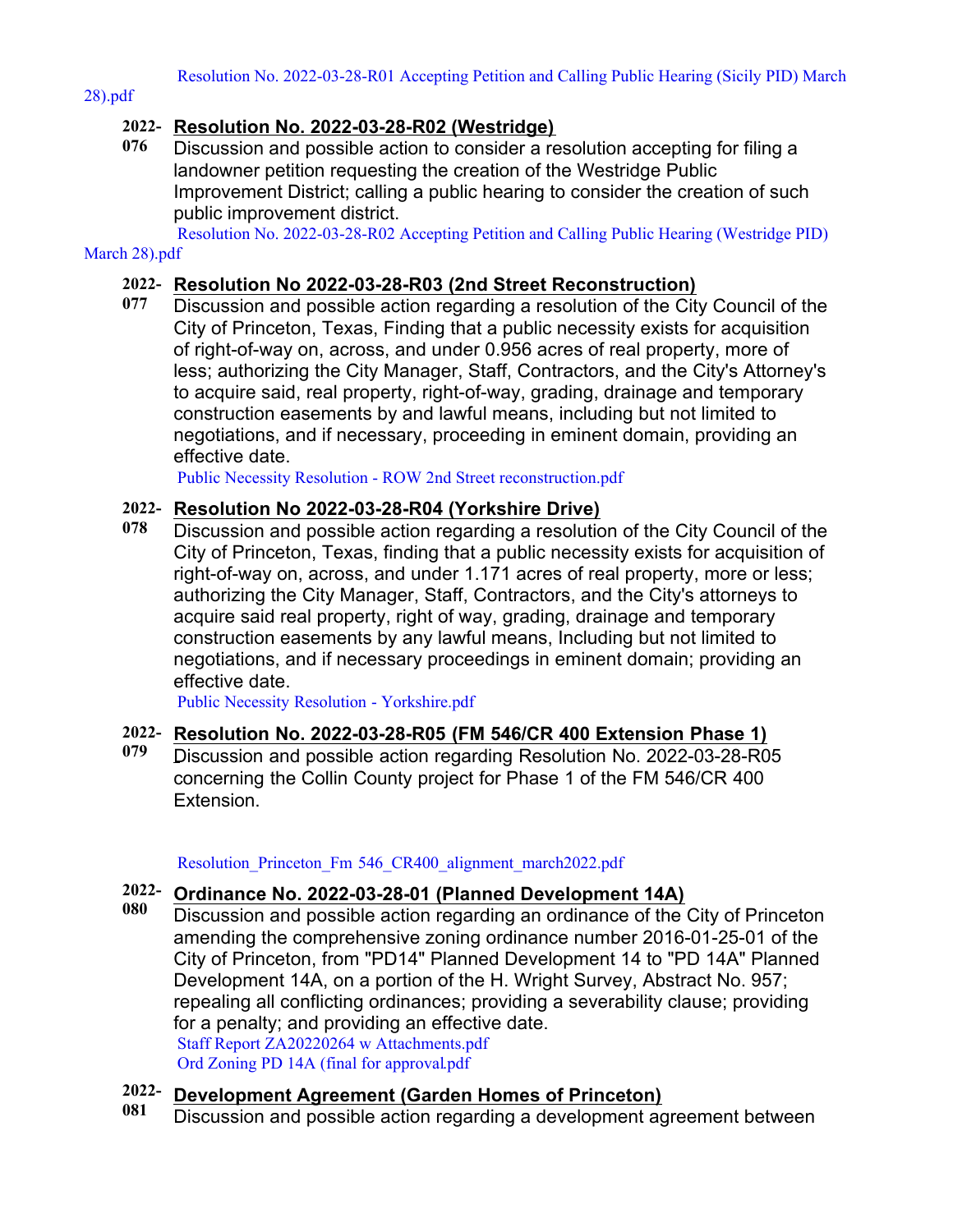Resolution No. 2022-03-28-R01 Accepting Petition and Calling Public Hearing (Sicily PID) March 28).pdf

**2022-076** **Resolution No. 2022-03-28-R02 (Westridge)**

Discussion and possible action to consider a resolution accepting for filing a landowner petition requesting the creation of the Westridge Public Improvement District; calling a public hearing to consider the creation of such public improvement district.

Resolution No. 2022-03-28-R02 Accepting Petition and Calling Public Hearing (Westridge PID) March 28).pdf

**2022-077** **Resolution No 2022-03-28-R03 (2nd Street Reconstruction)**

Discussion and possible action regarding a resolution of the City Council of the City of Princeton, Texas, Finding that a public necessity exists for acquisition of right-of-way on, across, and under 0.956 acres of real property, more of less; authorizing the City Manager, Staff, Contractors, and the City's Attorney's to acquire said, real property, right-of-way, grading, drainage and temporary construction easements by and lawful means, including but not limited to negotiations, and if necessary, proceeding in eminent domain, providing an effective date.

Public Necessity Resolution - ROW 2nd Street reconstruction.pdf

**2022-078** **Resolution No 2022-03-28-R04 (Yorkshire Drive)**

Discussion and possible action regarding a resolution of the City Council of the City of Princeton, Texas, finding that a public necessity exists for acquisition of right-of-way on, across, and under 1.171 acres of real property, more or less; authorizing the City Manager, Staff, Contractors, and the City's attorneys to acquire said real property, right of way, grading, drainage and temporary construction easements by any lawful means, Including but not limited to negotiations, and if necessary proceedings in eminent domain; providing an effective date.

Public Necessity Resolution - Yorkshire.pdf

**2022-079** **Resolution No. 2022-03-28-R05 (FM 546/CR 400 Extension Phase 1)**

Discussion and possible action regarding Resolution No. 2022-03-28-R05 concerning the Collin County project for Phase 1 of the FM 546/CR 400 Extension.

Resolution_Princeton_Fm 546_CR400_alignment_march2022.pdf

**2022-080** **Ordinance No. 2022-03-28-01 (Planned Development 14A)**

Discussion and possible action regarding an ordinance of the City of Princeton amending the comprehensive zoning ordinance number 2016-01-25-01 of the City of Princeton, from "PD14" Planned Development 14 to "PD 14A" Planned Development 14A, on a portion of the H. Wright Survey, Abstract No. 957; repealing all conflicting ordinances; providing a severability clause; providing for a penalty; and providing an effective date.

Staff Report ZA20220264 w Attachments.pdf

Ord Zoning PD 14A (final for approval.pdf

**2022-081** **Development Agreement (Garden Homes of Princeton)**

Discussion and possible action regarding a development agreement between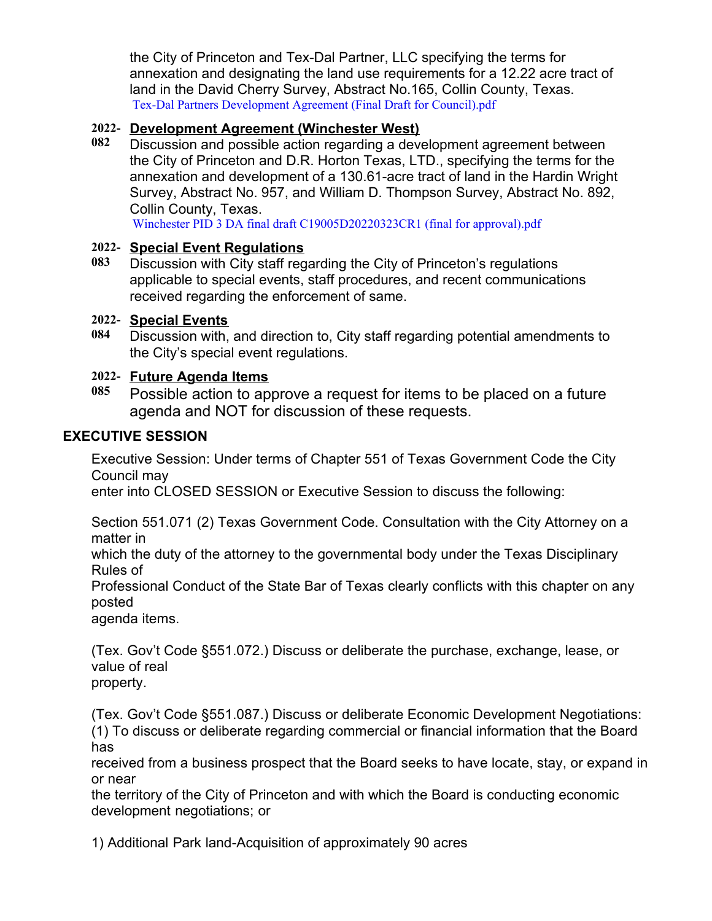the City of Princeton and Tex-Dal Partner, LLC specifying the terms for annexation and designating the land use requirements for a 12.22 acre tract of land in the David Cherry Survey, Abstract No.165, Collin County, Texas.
Tex-Dal Partners Development Agreement (Final Draft for Council).pdf

**2022-082** **Development Agreement (Winchester West)**

Discussion and possible action regarding a development agreement between the City of Princeton and D.R. Horton Texas, LTD., specifying the terms for the annexation and development of a 130.61-acre tract of land in the Hardin Wright Survey, Abstract No. 957, and William D. Thompson Survey, Abstract No. 892, Collin County, Texas.
Winchester PID 3 DA final draft C19005D20220323CR1 (final for approval).pdf

**2022-083** **Special Event Regulations**

Discussion with City staff regarding the City of Princeton's regulations applicable to special events, staff procedures, and recent communications received regarding the enforcement of same.

**2022-084** **Special Events**

Discussion with, and direction to, City staff regarding potential amendments to the City's special event regulations.

**2022-085** **Future Agenda Items**

Possible action to approve a request for items to be placed on a future agenda and NOT for discussion of these requests.

## EXECUTIVE SESSION

Executive Session: Under terms of Chapter 551 of Texas Government Code the City Council may
enter into CLOSED SESSION or Executive Session to discuss the following:

Section 551.071 (2) Texas Government Code. Consultation with the City Attorney on a matter in
which the duty of the attorney to the governmental body under the Texas Disciplinary Rules of
Professional Conduct of the State Bar of Texas clearly conflicts with this chapter on any posted
agenda items.

(Tex. Gov't Code §551.072.) Discuss or deliberate the purchase, exchange, lease, or value of real
property.

(Tex. Gov't Code §551.087.) Discuss or deliberate Economic Development Negotiations:
(1) To discuss or deliberate regarding commercial or financial information that the Board has
received from a business prospect that the Board seeks to have locate, stay, or expand in or near
the territory of the City of Princeton and with which the Board is conducting economic development negotiations; or

1) Additional Park land-Acquisition of approximately 90 acres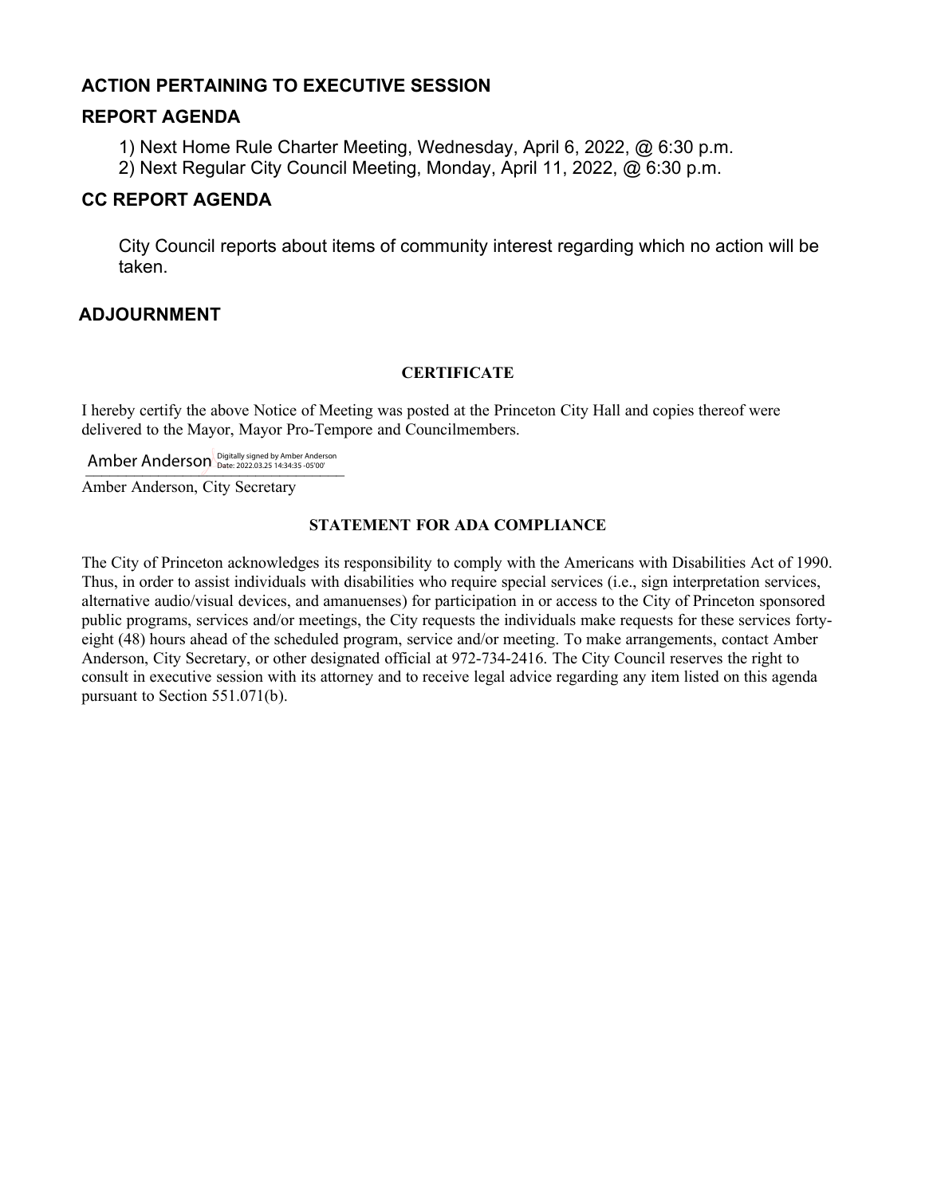## ACTION PERTAINING TO EXECUTIVE SESSION

## REPORT AGENDA

1) Next Home Rule Charter Meeting, Wednesday, April 6, 2022, @ 6:30 p.m.
2) Next Regular City Council Meeting, Monday, April 11, 2022, @ 6:30 p.m.

## CC REPORT AGENDA

City Council reports about items of community interest regarding which no action will be taken.

## ADJOURNMENT

**CERTIFICATE**

I hereby certify the above Notice of Meeting was posted at the Princeton City Hall and copies thereof were delivered to the Mayor, Mayor Pro-Tempore and Councilmembers.

Amber Anderson Digitally signed by Amber Anderson Date: 2022.03.25 14:34:35 -05'00'

Amber Anderson, City Secretary

**STATEMENT FOR ADA COMPLIANCE**

The City of Princeton acknowledges its responsibility to comply with the Americans with Disabilities Act of 1990. Thus, in order to assist individuals with disabilities who require special services (i.e., sign interpretation services, alternative audio/visual devices, and amanuenses) for participation in or access to the City of Princeton sponsored public programs, services and/or meetings, the City requests the individuals make requests for these services forty-eight (48) hours ahead of the scheduled program, service and/or meeting. To make arrangements, contact Amber Anderson, City Secretary, or other designated official at 972-734-2416. The City Council reserves the right to consult in executive session with its attorney and to receive legal advice regarding any item listed on this agenda pursuant to Section 551.071(b).